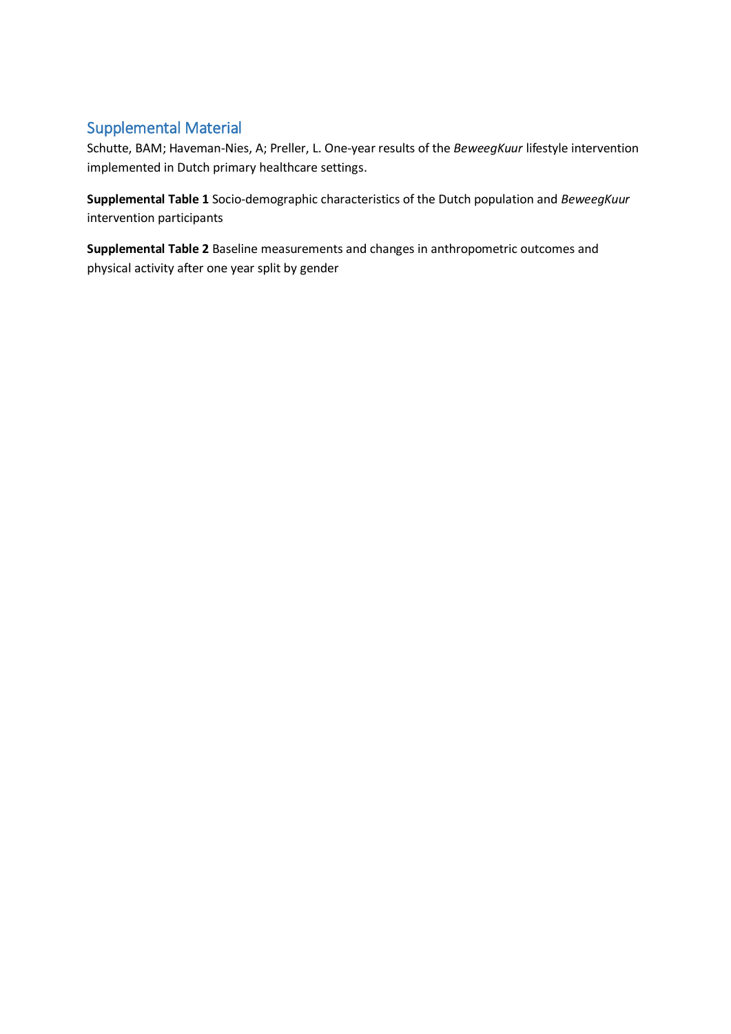# Supplemental Material

Schutte, BAM; Haveman-Nies, A; Preller, L. One-year results of the *BeweegKuur* lifestyle intervention implemented in Dutch primary healthcare settings.

**Supplemental Table 1** Socio-demographic characteristics of the Dutch population and *BeweegKuur* intervention participants

**Supplemental Table 2** Baseline measurements and changes in anthropometric outcomes and physical activity after one year split by gender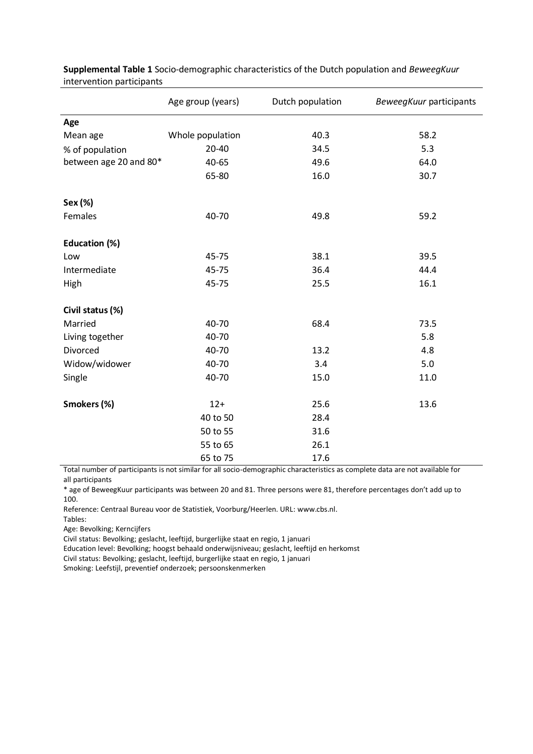**Supplemental Table 1** Socio-demographic characteristics of the Dutch population and *BeweegKuur* intervention participants

| | Age group (years) | Dutch population | *BeweegKuur* participants |
|---|---|---|---|
| **Age** | | | |
| Mean age | Whole population | 40.3 | 58.2 |
| % of population | 20-40 | 34.5 | 5.3 |
| between age 20 and 80* | 40-65 | 49.6 | 64.0 |
| | 65-80 | 16.0 | 30.7 |
| **Sex (%)** | | | |
| Females | 40-70 | 49.8 | 59.2 |
| **Education (%)** | | | |
| Low | 45-75 | 38.1 | 39.5 |
| Intermediate | 45-75 | 36.4 | 44.4 |
| High | 45-75 | 25.5 | 16.1 |
| **Civil status (%)** | | | |
| Married | 40-70 | 68.4 | 73.5 |
| Living together | 40-70 | | 5.8 |
| Divorced | 40-70 | 13.2 | 4.8 |
| Widow/widower | 40-70 | 3.4 | 5.0 |
| Single | 40-70 | 15.0 | 11.0 |
| **Smokers (%)** | 12+ | 25.6 | 13.6 |
| | 40 to 50 | 28.4 | |
| | 50 to 55 | 31.6 | |
| | 55 to 65 | 26.1 | |
| | 65 to 75 | 17.6 | |

Total number of participants is not similar for all socio-demographic characteristics as complete data are not available for all participants

* age of BeweegKuur participants was between 20 and 81. Three persons were 81, therefore percentages don't add up to 100.

Reference: Centraal Bureau voor de Statistiek, Voorburg/Heerlen. URL: www.cbs.nl.

Tables:

Age: Bevolking; Kerncijfers

Civil status: Bevolking; geslacht, leeftijd, burgerlijke staat en regio, 1 januari

Education level: Bevolking; hoogst behaald onderwijsniveau; geslacht, leeftijd en herkomst

Civil status: Bevolking; geslacht, leeftijd, burgerlijke staat en regio, 1 januari

Smoking: Leefstijl, preventief onderzoek; persoonskenmerken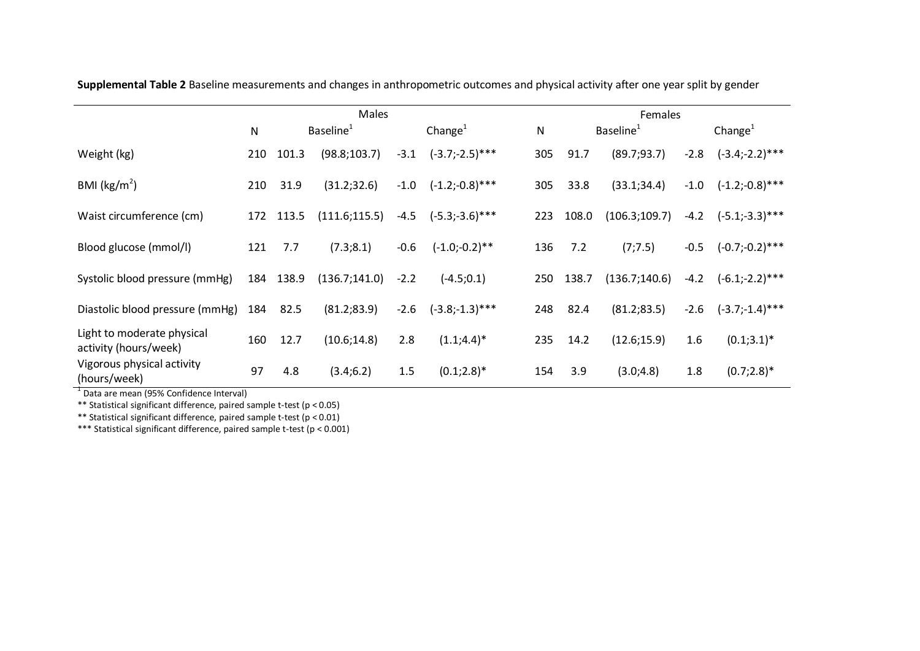**Supplemental Table 2** Baseline measurements and changes in anthropometric outcomes and physical activity after one year split by gender

| | Males | | | | | Females | | | | |
|---|---|---|---|---|---|---|---|---|---|---|
| | N | Baseline[1] | | Change[1] | | N | Baseline[1] | | Change[1] | |
| Weight (kg) | 210 | 101.3 | (98.8;103.7) | -3.1 | (-3.7;-2.5)*** | 305 | 91.7 | (89.7;93.7) | -2.8 | (-3.4;-2.2)*** |
| BMI ($kg/m^2$) | 210 | 31.9 | (31.2;32.6) | -1.0 | (-1.2;-0.8)*** | 305 | 33.8 | (33.1;34.4) | -1.0 | (-1.2;-0.8)*** |
| Waist circumference (cm) | 172 | 113.5 | (111.6;115.5) | -4.5 | (-5.3;-3.6)*** | 223 | 108.0 | (106.3;109.7) | -4.2 | (-5.1;-3.3)*** |
| Blood glucose (mmol/l) | 121 | 7.7 | (7.3;8.1) | -0.6 | (-1.0;-0.2)** | 136 | 7.2 | (7;7.5) | -0.5 | (-0.7;-0.2)*** |
| Systolic blood pressure (mmHg) | 184 | 138.9 | (136.7;141.0) | -2.2 | (-4.5;0.1) | 250 | 138.7 | (136.7;140.6) | -4.2 | (-6.1;-2.2)*** |
| Diastolic blood pressure (mmHg) | 184 | 82.5 | (81.2;83.9) | -2.6 | (-3.8;-1.3)*** | 248 | 82.4 | (81.2;83.5) | -2.6 | (-3.7;-1.4)*** |
| Light to moderate physical activity (hours/week) | 160 | 12.7 | (10.6;14.8) | 2.8 | (1.1;4.4)* | 235 | 14.2 | (12.6;15.9) | 1.6 | (0.1;3.1)* |
| Vigorous physical activity (hours/week) | 97 | 4.8 | (3.4;6.2) | 1.5 | (0.1;2.8)* | 154 | 3.9 | (3.0;4.8) | 1.8 | (0.7;2.8)* |

[1] Data are mean (95% Confidence Interval)

** Statistical significant difference, paired sample t-test ($p < 0.05$)

** Statistical significant difference, paired sample t-test ($p < 0.01$)

*** Statistical significant difference, paired sample t-test ($p < 0.001$)